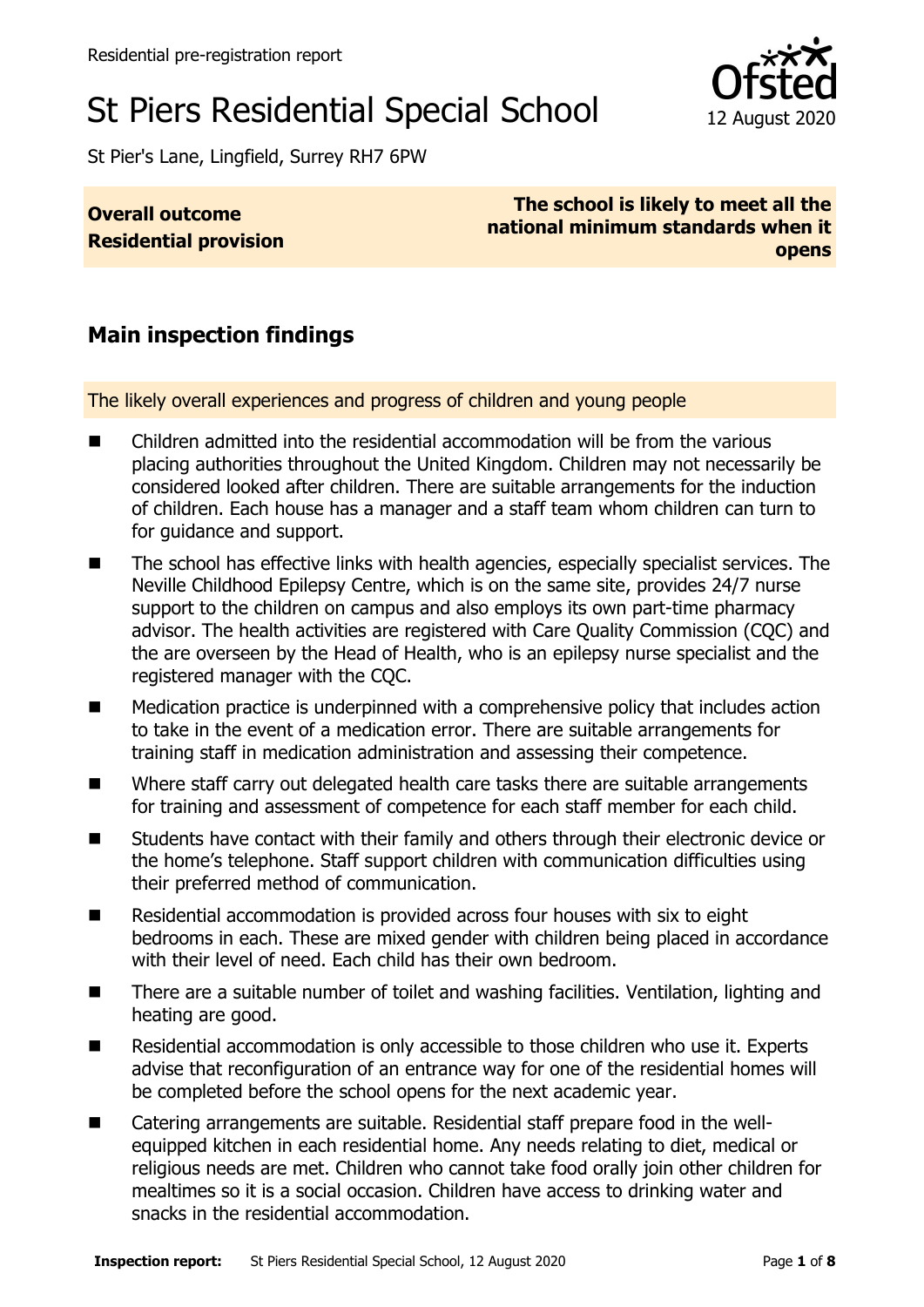Residential pre-registration report

# St Piers Residential Special School

12 August 2020

St Pier's Lane, Lingfield, Surrey RH7 6PW

| **Overall outcome** **Residential provision** | **The school is likely to meet all the national minimum standards when it opens** |
| --- | --- |

## Main inspection findings

### The likely overall experiences and progress of children and young people

- Children admitted into the residential accommodation will be from the various placing authorities throughout the United Kingdom. Children may not necessarily be considered looked after children. There are suitable arrangements for the induction of children. Each house has a manager and a staff team whom children can turn to for guidance and support.
- The school has effective links with health agencies, especially specialist services. The Neville Childhood Epilepsy Centre, which is on the same site, provides 24/7 nurse support to the children on campus and also employs its own part-time pharmacy advisor. The health activities are registered with Care Quality Commission (CQC) and the are overseen by the Head of Health, who is an epilepsy nurse specialist and the registered manager with the CQC.
- Medication practice is underpinned with a comprehensive policy that includes action to take in the event of a medication error. There are suitable arrangements for training staff in medication administration and assessing their competence.
- Where staff carry out delegated health care tasks there are suitable arrangements for training and assessment of competence for each staff member for each child.
- Students have contact with their family and others through their electronic device or the home's telephone. Staff support children with communication difficulties using their preferred method of communication.
- Residential accommodation is provided across four houses with six to eight bedrooms in each. These are mixed gender with children being placed in accordance with their level of need. Each child has their own bedroom.
- There are a suitable number of toilet and washing facilities. Ventilation, lighting and heating are good.
- Residential accommodation is only accessible to those children who use it. Experts advise that reconfiguration of an entrance way for one of the residential homes will be completed before the school opens for the next academic year.
- Catering arrangements are suitable. Residential staff prepare food in the well-equipped kitchen in each residential home. Any needs relating to diet, medical or religious needs are met. Children who cannot take food orally join other children for mealtimes so it is a social occasion. Children have access to drinking water and snacks in the residential accommodation.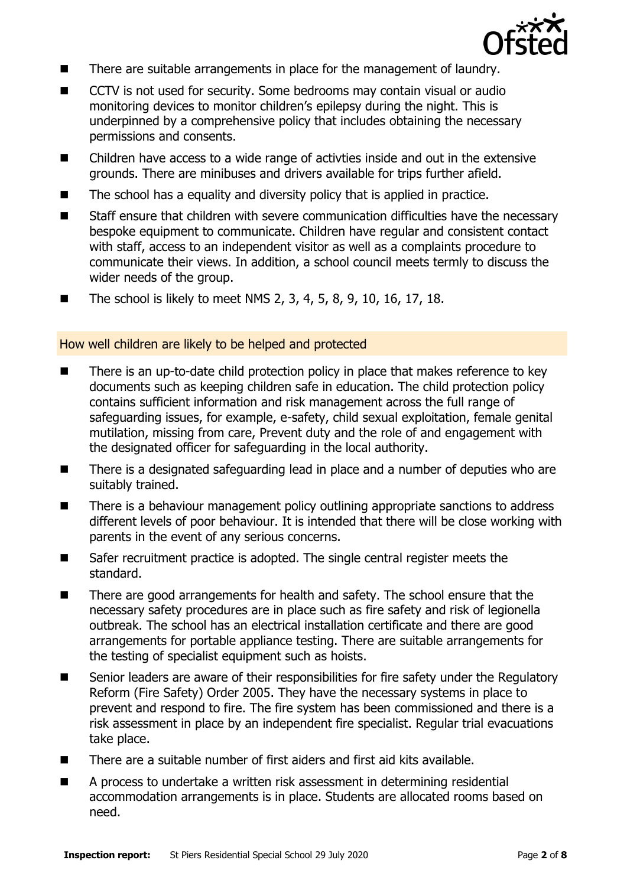- There are suitable arrangements in place for the management of laundry.
- CCTV is not used for security. Some bedrooms may contain visual or audio monitoring devices to monitor children's epilepsy during the night. This is underpinned by a comprehensive policy that includes obtaining the necessary permissions and consents.
- Children have access to a wide range of activties inside and out in the extensive grounds. There are minibuses and drivers available for trips further afield.
- The school has a equality and diversity policy that is applied in practice.
- Staff ensure that children with severe communication difficulties have the necessary bespoke equipment to communicate. Children have regular and consistent contact with staff, access to an independent visitor as well as a complaints procedure to communicate their views. In addition, a school council meets termly to discuss the wider needs of the group.
- The school is likely to meet NMS 2, 3, 4, 5, 8, 9, 10, 16, 17, 18.

## How well children are likely to be helped and protected

- There is an up-to-date child protection policy in place that makes reference to key documents such as keeping children safe in education. The child protection policy contains sufficient information and risk management across the full range of safeguarding issues, for example, e-safety, child sexual exploitation, female genital mutilation, missing from care, Prevent duty and the role of and engagement with the designated officer for safeguarding in the local authority.
- There is a designated safeguarding lead in place and a number of deputies who are suitably trained.
- There is a behaviour management policy outlining appropriate sanctions to address different levels of poor behaviour. It is intended that there will be close working with parents in the event of any serious concerns.
- Safer recruitment practice is adopted. The single central register meets the standard.
- There are good arrangements for health and safety. The school ensure that the necessary safety procedures are in place such as fire safety and risk of legionella outbreak. The school has an electrical installation certificate and there are good arrangements for portable appliance testing. There are suitable arrangements for the testing of specialist equipment such as hoists.
- Senior leaders are aware of their responsibilities for fire safety under the Regulatory Reform (Fire Safety) Order 2005. They have the necessary systems in place to prevent and respond to fire. The fire system has been commissioned and there is a risk assessment in place by an independent fire specialist. Regular trial evacuations take place.
- There are a suitable number of first aiders and first aid kits available.
- A process to undertake a written risk assessment in determining residential accommodation arrangements is in place. Students are allocated rooms based on need.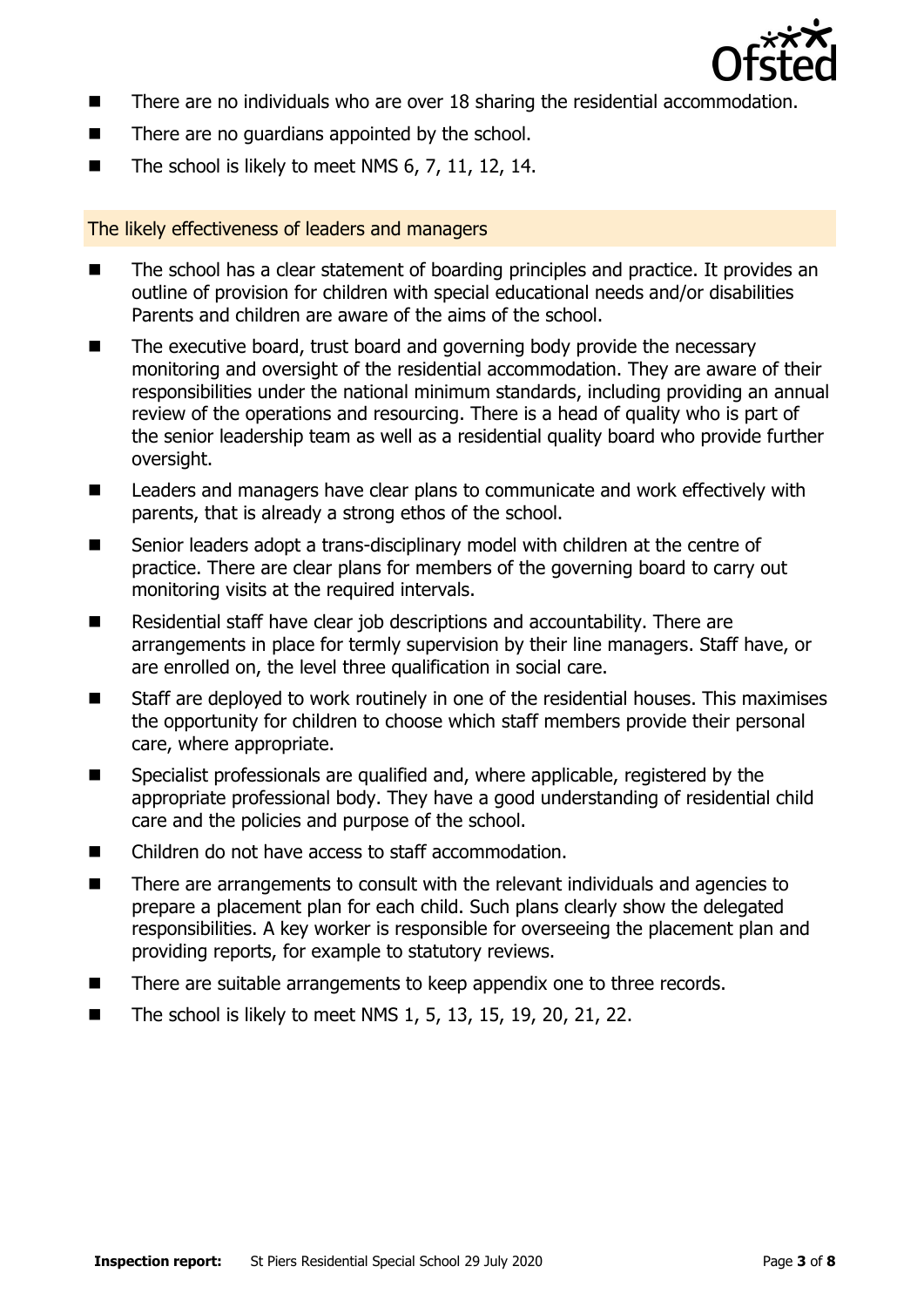- There are no individuals who are over 18 sharing the residential accommodation.
- There are no guardians appointed by the school.
- The school is likely to meet NMS 6, 7, 11, 12, 14.

## The likely effectiveness of leaders and managers

- The school has a clear statement of boarding principles and practice. It provides an outline of provision for children with special educational needs and/or disabilities Parents and children are aware of the aims of the school.
- The executive board, trust board and governing body provide the necessary monitoring and oversight of the residential accommodation. They are aware of their responsibilities under the national minimum standards, including providing an annual review of the operations and resourcing. There is a head of quality who is part of the senior leadership team as well as a residential quality board who provide further oversight.
- Leaders and managers have clear plans to communicate and work effectively with parents, that is already a strong ethos of the school.
- Senior leaders adopt a trans-disciplinary model with children at the centre of practice. There are clear plans for members of the governing board to carry out monitoring visits at the required intervals.
- Residential staff have clear job descriptions and accountability. There are arrangements in place for termly supervision by their line managers. Staff have, or are enrolled on, the level three qualification in social care.
- Staff are deployed to work routinely in one of the residential houses. This maximises the opportunity for children to choose which staff members provide their personal care, where appropriate.
- Specialist professionals are qualified and, where applicable, registered by the appropriate professional body. They have a good understanding of residential child care and the policies and purpose of the school.
- Children do not have access to staff accommodation.
- There are arrangements to consult with the relevant individuals and agencies to prepare a placement plan for each child. Such plans clearly show the delegated responsibilities. A key worker is responsible for overseeing the placement plan and providing reports, for example to statutory reviews.
- There are suitable arrangements to keep appendix one to three records.
- The school is likely to meet NMS 1, 5, 13, 15, 19, 20, 21, 22.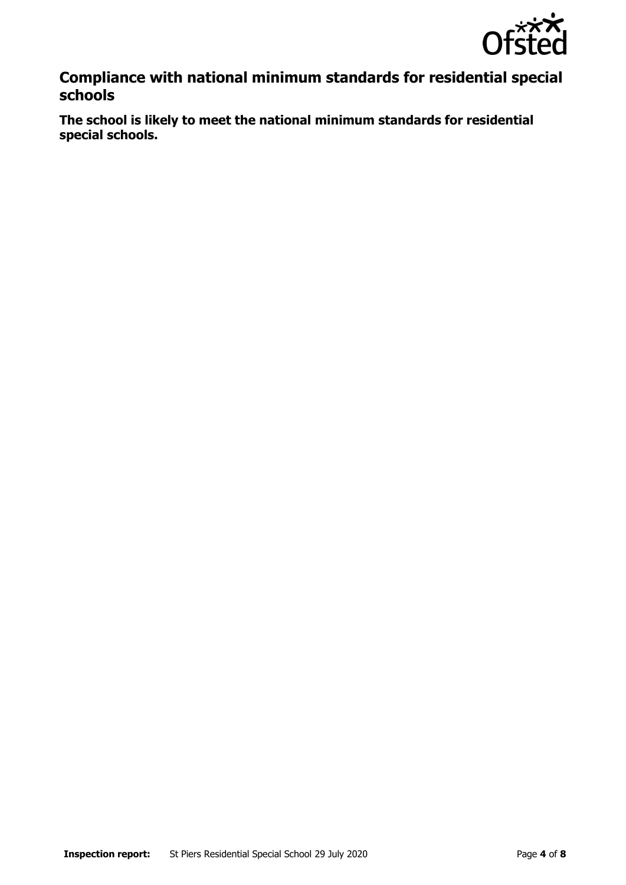## Compliance with national minimum standards for residential special schools

**The school is likely to meet the national minimum standards for residential special schools.**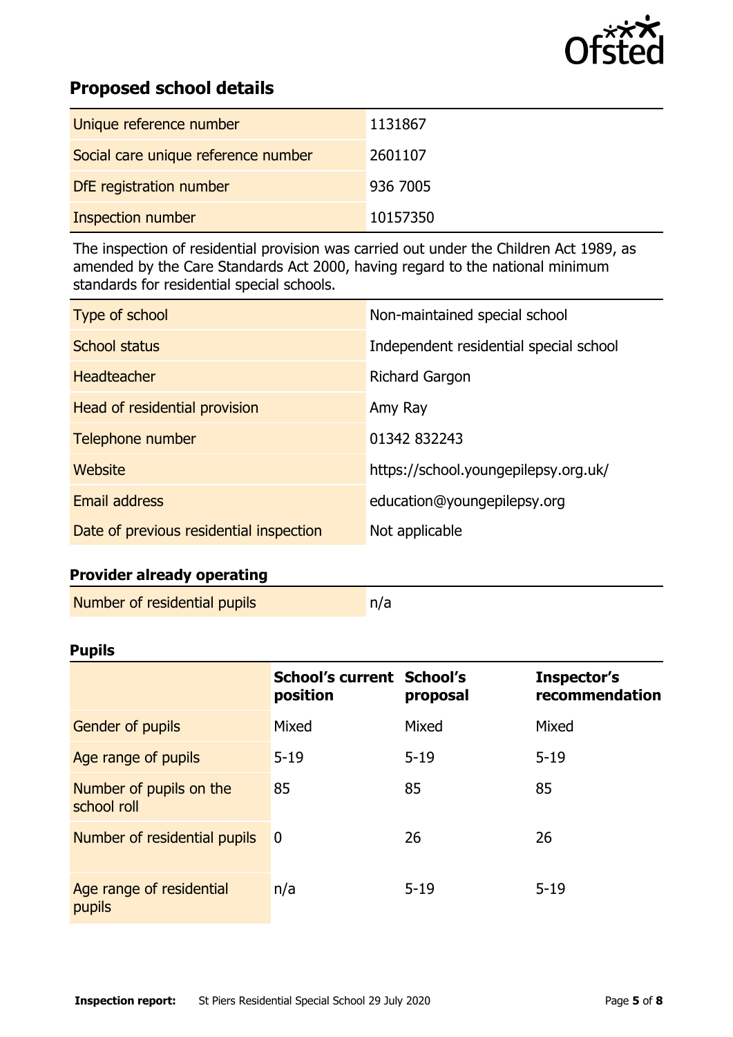## Proposed school details

| | |
|---|---|
| Unique reference number | 1131867 |
| Social care unique reference number | 2601107 |
| DfE registration number | 936 7005 |
| Inspection number | 10157350 |

The inspection of residential provision was carried out under the Children Act 1989, as amended by the Care Standards Act 2000, having regard to the national minimum standards for residential special schools.

| | |
|---|---|
| Type of school | Non-maintained special school |
| School status | Independent residential special school |
| Headteacher | Richard Gargon |
| Head of residential provision | Amy Ray |
| Telephone number | 01342 832243 |
| Website | https://school.youngepilepsy.org.uk/ |
| Email address | education@youngepilepsy.org |
| Date of previous residential inspection | Not applicable |

### Provider already operating

| | |
|---|---|
| Number of residential pupils | n/a |

### Pupils

| | School's current position | School's proposal | Inspector's recommendation |
|---|---|---|---|
| Gender of pupils | Mixed | Mixed | Mixed |
| Age range of pupils | 5-19 | 5-19 | 5-19 |
| Number of pupils on the school roll | 85 | 85 | 85 |
| Number of residential pupils | 0 | 26 | 26 |
| Age range of residential pupils | n/a | 5-19 | 5-19 |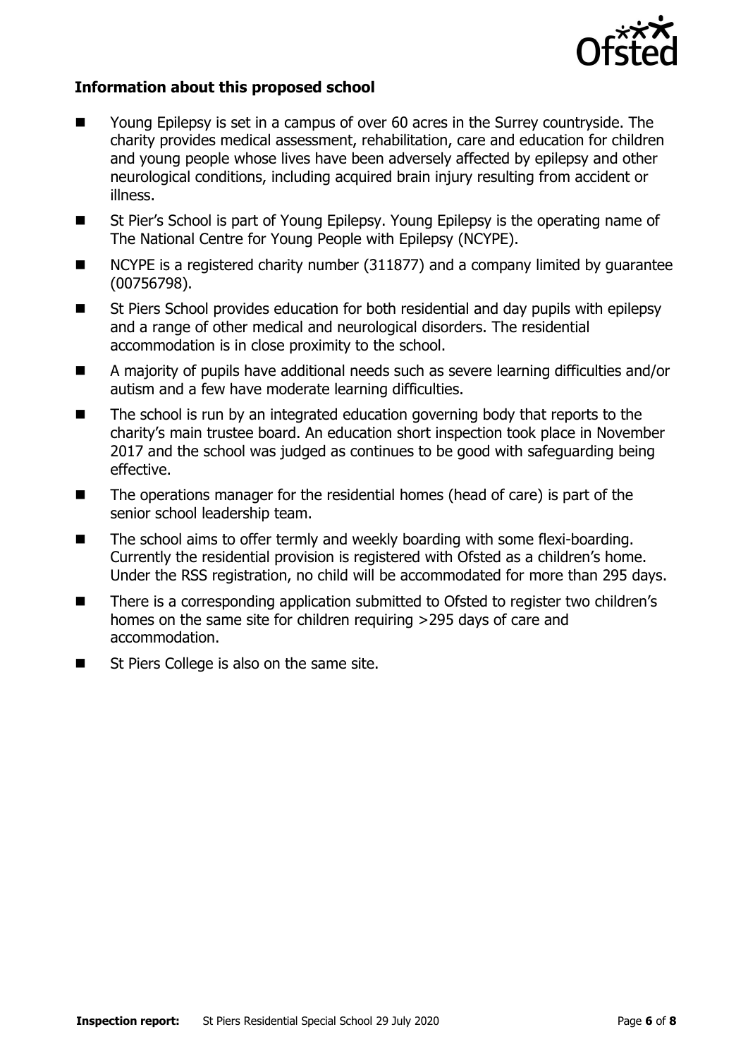### Information about this proposed school

- Young Epilepsy is set in a campus of over 60 acres in the Surrey countryside. The charity provides medical assessment, rehabilitation, care and education for children and young people whose lives have been adversely affected by epilepsy and other neurological conditions, including acquired brain injury resulting from accident or illness.
- St Pier's School is part of Young Epilepsy. Young Epilepsy is the operating name of The National Centre for Young People with Epilepsy (NCYPE).
- NCYPE is a registered charity number (311877) and a company limited by guarantee (00756798).
- St Piers School provides education for both residential and day pupils with epilepsy and a range of other medical and neurological disorders. The residential accommodation is in close proximity to the school.
- A majority of pupils have additional needs such as severe learning difficulties and/or autism and a few have moderate learning difficulties.
- The school is run by an integrated education governing body that reports to the charity's main trustee board. An education short inspection took place in November 2017 and the school was judged as continues to be good with safeguarding being effective.
- The operations manager for the residential homes (head of care) is part of the senior school leadership team.
- The school aims to offer termly and weekly boarding with some flexi-boarding. Currently the residential provision is registered with Ofsted as a children's home. Under the RSS registration, no child will be accommodated for more than 295 days.
- There is a corresponding application submitted to Ofsted to register two children's homes on the same site for children requiring >295 days of care and accommodation.
- St Piers College is also on the same site.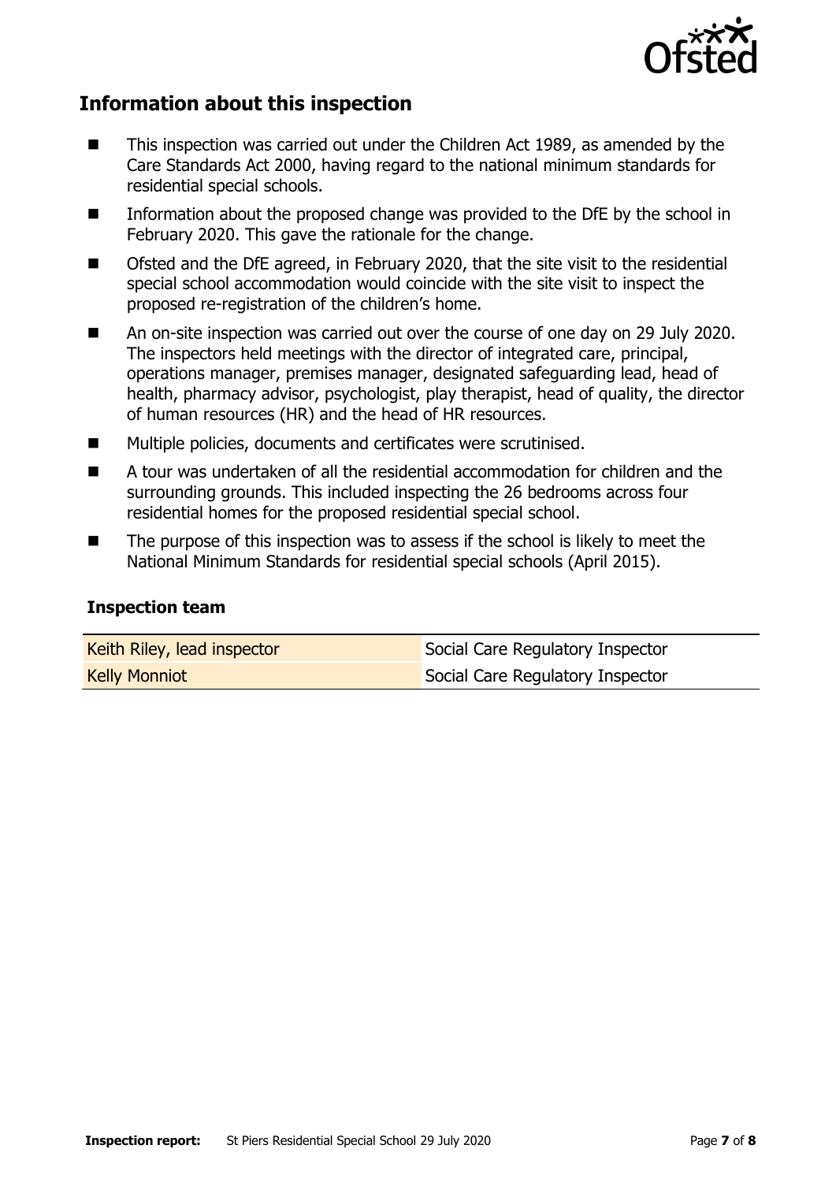## Information about this inspection

- This inspection was carried out under the Children Act 1989, as amended by the Care Standards Act 2000, having regard to the national minimum standards for residential special schools.
- Information about the proposed change was provided to the DfE by the school in February 2020. This gave the rationale for the change.
- Ofsted and the DfE agreed, in February 2020, that the site visit to the residential special school accommodation would coincide with the site visit to inspect the proposed re-registration of the children's home.
- An on-site inspection was carried out over the course of one day on 29 July 2020. The inspectors held meetings with the director of integrated care, principal, operations manager, premises manager, designated safeguarding lead, head of health, pharmacy advisor, psychologist, play therapist, head of quality, the director of human resources (HR) and the head of HR resources.
- Multiple policies, documents and certificates were scrutinised.
- A tour was undertaken of all the residential accommodation for children and the surrounding grounds. This included inspecting the 26 bedrooms across four residential homes for the proposed residential special school.
- The purpose of this inspection was to assess if the school is likely to meet the National Minimum Standards for residential special schools (April 2015).

### Inspection team

| | |
|---|---|
| Keith Riley, lead inspector | Social Care Regulatory Inspector |
| Kelly Monniot | Social Care Regulatory Inspector |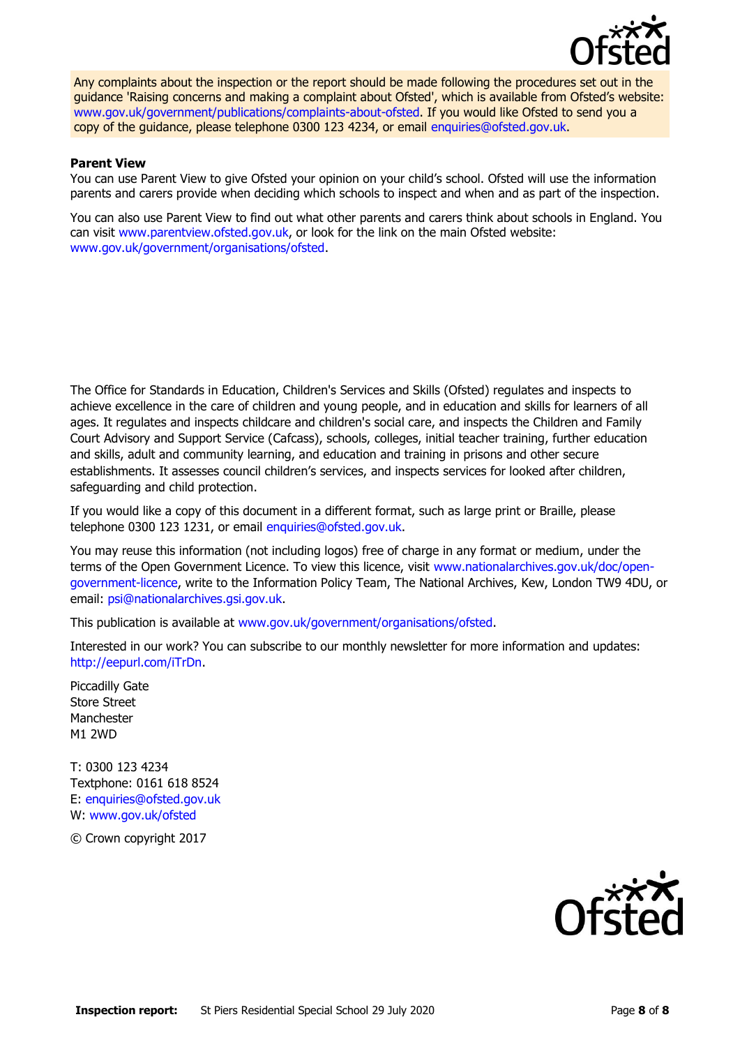Any complaints about the inspection or the report should be made following the procedures set out in the guidance 'Raising concerns and making a complaint about Ofsted', which is available from Ofsted's website: www.gov.uk/government/publications/complaints-about-ofsted. If you would like Ofsted to send you a copy of the guidance, please telephone 0300 123 4234, or email enquiries@ofsted.gov.uk.

**Parent View**

You can use Parent View to give Ofsted your opinion on your child's school. Ofsted will use the information parents and carers provide when deciding which schools to inspect and when and as part of the inspection.

You can also use Parent View to find out what other parents and carers think about schools in England. You can visit www.parentview.ofsted.gov.uk, or look for the link on the main Ofsted website: www.gov.uk/government/organisations/ofsted.

The Office for Standards in Education, Children's Services and Skills (Ofsted) regulates and inspects to achieve excellence in the care of children and young people, and in education and skills for learners of all ages. It regulates and inspects childcare and children's social care, and inspects the Children and Family Court Advisory and Support Service (Cafcass), schools, colleges, initial teacher training, further education and skills, adult and community learning, and education and training in prisons and other secure establishments. It assesses council children's services, and inspects services for looked after children, safeguarding and child protection.

If you would like a copy of this document in a different format, such as large print or Braille, please telephone 0300 123 1231, or email enquiries@ofsted.gov.uk.

You may reuse this information (not including logos) free of charge in any format or medium, under the terms of the Open Government Licence. To view this licence, visit www.nationalarchives.gov.uk/doc/open-government-licence, write to the Information Policy Team, The National Archives, Kew, London TW9 4DU, or email: psi@nationalarchives.gsi.gov.uk.

This publication is available at www.gov.uk/government/organisations/ofsted.

Interested in our work? You can subscribe to our monthly newsletter for more information and updates: http://eepurl.com/iTrDn.

Piccadilly Gate
Store Street
Manchester
M1 2WD

T: 0300 123 4234
Textphone: 0161 618 8524
E: enquiries@ofsted.gov.uk
W: www.gov.uk/ofsted

© Crown copyright 2017